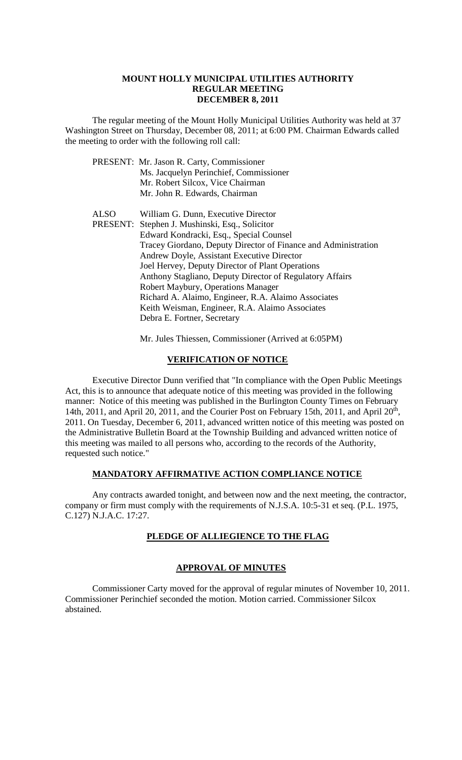# MOUNT HOLLY MUNICIPAL UTILITIES AUTHORITY
## REGULAR MEETING
## DECEMBER 8, 2011

The regular meeting of the Mount Holly Municipal Utilities Authority was held at 37 Washington Street on Thursday, December 08, 2011; at 6:00 PM. Chairman Edwards called the meeting to order with the following roll call:

PRESENT: Mr. Jason R. Carty, Commissioner
Ms. Jacquelyn Perinchief, Commissioner
Mr. Robert Silcox, Vice Chairman
Mr. John R. Edwards, Chairman

ALSO PRESENT: William G. Dunn, Executive Director
Stephen J. Mushinski, Esq., Solicitor
Edward Kondracki, Esq., Special Counsel
Tracey Giordano, Deputy Director of Finance and Administration
Andrew Doyle, Assistant Executive Director
Joel Hervey, Deputy Director of Plant Operations
Anthony Stagliano, Deputy Director of Regulatory Affairs
Robert Maybury, Operations Manager
Richard A. Alaimo, Engineer, R.A. Alaimo Associates
Keith Weisman, Engineer, R.A. Alaimo Associates
Debra E. Fortner, Secretary

Mr. Jules Thiessen, Commissioner (Arrived at 6:05PM)

## VERIFICATION OF NOTICE

Executive Director Dunn verified that "In compliance with the Open Public Meetings Act, this is to announce that adequate notice of this meeting was provided in the following manner: Notice of this meeting was published in the Burlington County Times on February 14th, 2011, and April 20, 2011, and the Courier Post on February 15th, 2011, and April 20th, 2011. On Tuesday, December 6, 2011, advanced written notice of this meeting was posted on the Administrative Bulletin Board at the Township Building and advanced written notice of this meeting was mailed to all persons who, according to the records of the Authority, requested such notice."

## MANDATORY AFFIRMATIVE ACTION COMPLIANCE NOTICE

Any contracts awarded tonight, and between now and the next meeting, the contractor, company or firm must comply with the requirements of N.J.S.A. 10:5-31 et seq. (P.L. 1975, C.127) N.J.A.C. 17:27.

## PLEDGE OF ALLIEGIENCE TO THE FLAG

## APPROVAL OF MINUTES

Commissioner Carty moved for the approval of regular minutes of November 10, 2011. Commissioner Perinchief seconded the motion. Motion carried. Commissioner Silcox abstained.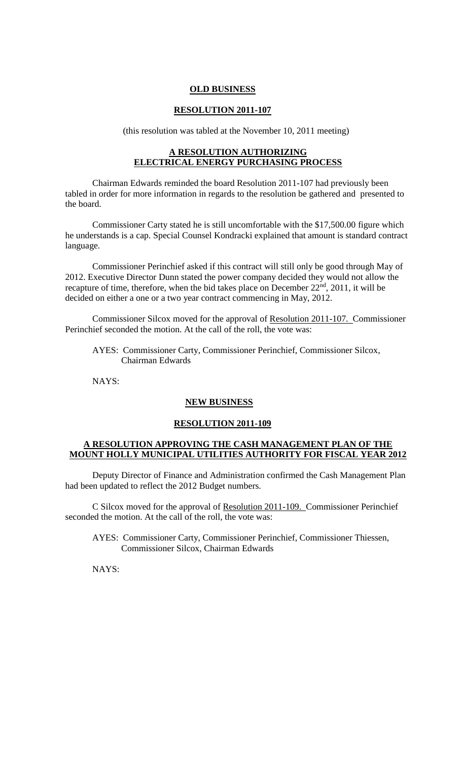**OLD BUSINESS**

**RESOLUTION 2011-107**

(this resolution was tabled at the November 10, 2011 meeting)

**A RESOLUTION AUTHORIZING ELECTRICAL ENERGY PURCHASING PROCESS**

Chairman Edwards reminded the board Resolution 2011-107 had previously been tabled in order for more information in regards to the resolution be gathered and presented to the board.

Commissioner Carty stated he is still uncomfortable with the $17,500.00 figure which he understands is a cap. Special Counsel Kondracki explained that amount is standard contract language.

Commissioner Perinchief asked if this contract will still only be good through May of 2012. Executive Director Dunn stated the power company decided they would not allow the recapture of time, therefore, when the bid takes place on December 22nd, 2011, it will be decided on either a one or a two year contract commencing in May, 2012.

Commissioner Silcox moved for the approval of Resolution 2011-107. Commissioner Perinchief seconded the motion. At the call of the roll, the vote was:

AYES: Commissioner Carty, Commissioner Perinchief, Commissioner Silcox, Chairman Edwards

NAYS:

**NEW BUSINESS**

**RESOLUTION 2011-109**

**A RESOLUTION APPROVING THE CASH MANAGEMENT PLAN OF THE MOUNT HOLLY MUNICIPAL UTILITIES AUTHORITY FOR FISCAL YEAR 2012**

Deputy Director of Finance and Administration confirmed the Cash Management Plan had been updated to reflect the 2012 Budget numbers.

C Silcox moved for the approval of Resolution 2011-109. Commissioner Perinchief seconded the motion. At the call of the roll, the vote was:

AYES: Commissioner Carty, Commissioner Perinchief, Commissioner Thiessen, Commissioner Silcox, Chairman Edwards

NAYS: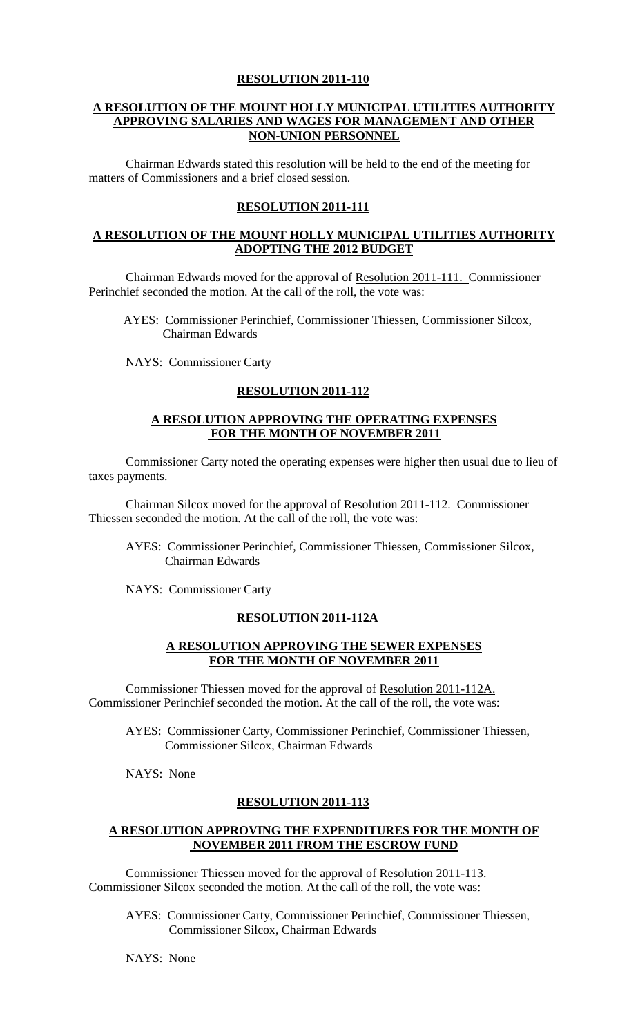**RESOLUTION 2011-110**

**A RESOLUTION OF THE MOUNT HOLLY MUNICIPAL UTILITIES AUTHORITY APPROVING SALARIES AND WAGES FOR MANAGEMENT AND OTHER NON-UNION PERSONNEL**

Chairman Edwards stated this resolution will be held to the end of the meeting for matters of Commissioners and a brief closed session.

**RESOLUTION 2011-111**

**A RESOLUTION OF THE MOUNT HOLLY MUNICIPAL UTILITIES AUTHORITY ADOPTING THE 2012 BUDGET**

Chairman Edwards moved for the approval of Resolution 2011-111. Commissioner Perinchief seconded the motion. At the call of the roll, the vote was:

AYES: Commissioner Perinchief, Commissioner Thiessen, Commissioner Silcox, Chairman Edwards

NAYS: Commissioner Carty

**RESOLUTION 2011-112**

**A RESOLUTION APPROVING THE OPERATING EXPENSES FOR THE MONTH OF NOVEMBER 2011**

Commissioner Carty noted the operating expenses were higher then usual due to lieu of taxes payments.

Chairman Silcox moved for the approval of Resolution 2011-112. Commissioner Thiessen seconded the motion. At the call of the roll, the vote was:

AYES: Commissioner Perinchief, Commissioner Thiessen, Commissioner Silcox, Chairman Edwards

NAYS: Commissioner Carty

**RESOLUTION 2011-112A**

**A RESOLUTION APPROVING THE SEWER EXPENSES FOR THE MONTH OF NOVEMBER 2011**

Commissioner Thiessen moved for the approval of Resolution 2011-112A. Commissioner Perinchief seconded the motion. At the call of the roll, the vote was:

AYES: Commissioner Carty, Commissioner Perinchief, Commissioner Thiessen, Commissioner Silcox, Chairman Edwards

NAYS: None

**RESOLUTION 2011-113**

**A RESOLUTION APPROVING THE EXPENDITURES FOR THE MONTH OF NOVEMBER 2011 FROM THE ESCROW FUND**

Commissioner Thiessen moved for the approval of Resolution 2011-113. Commissioner Silcox seconded the motion. At the call of the roll, the vote was:

AYES: Commissioner Carty, Commissioner Perinchief, Commissioner Thiessen, Commissioner Silcox, Chairman Edwards

NAYS: None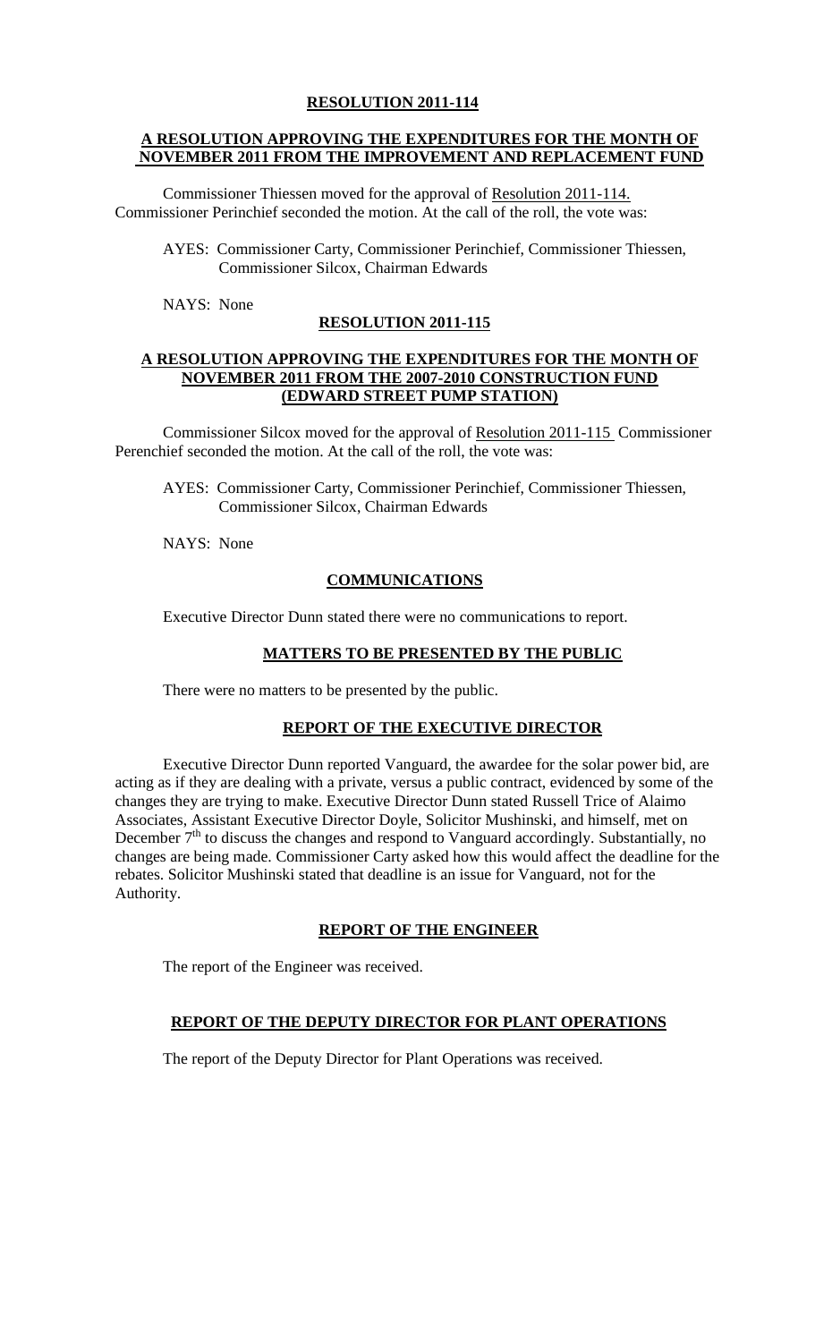**RESOLUTION 2011-114**

**A RESOLUTION APPROVING THE EXPENDITURES FOR THE MONTH OF NOVEMBER 2011 FROM THE IMPROVEMENT AND REPLACEMENT FUND**

Commissioner Thiessen moved for the approval of Resolution 2011-114. Commissioner Perinchief seconded the motion. At the call of the roll, the vote was:

AYES: Commissioner Carty, Commissioner Perinchief, Commissioner Thiessen, Commissioner Silcox, Chairman Edwards

NAYS: None

**RESOLUTION 2011-115**

**A RESOLUTION APPROVING THE EXPENDITURES FOR THE MONTH OF NOVEMBER 2011 FROM THE 2007-2010 CONSTRUCTION FUND (EDWARD STREET PUMP STATION)**

Commissioner Silcox moved for the approval of Resolution 2011-115 Commissioner Perenchief seconded the motion. At the call of the roll, the vote was:

AYES: Commissioner Carty, Commissioner Perinchief, Commissioner Thiessen, Commissioner Silcox, Chairman Edwards

NAYS: None

**COMMUNICATIONS**

Executive Director Dunn stated there were no communications to report.

**MATTERS TO BE PRESENTED BY THE PUBLIC**

There were no matters to be presented by the public.

**REPORT OF THE EXECUTIVE DIRECTOR**

Executive Director Dunn reported Vanguard, the awardee for the solar power bid, are acting as if they are dealing with a private, versus a public contract, evidenced by some of the changes they are trying to make. Executive Director Dunn stated Russell Trice of Alaimo Associates, Assistant Executive Director Doyle, Solicitor Mushinski, and himself, met on December 7th to discuss the changes and respond to Vanguard accordingly. Substantially, no changes are being made. Commissioner Carty asked how this would affect the deadline for the rebates. Solicitor Mushinski stated that deadline is an issue for Vanguard, not for the Authority.

**REPORT OF THE ENGINEER**

The report of the Engineer was received.

**REPORT OF THE DEPUTY DIRECTOR FOR PLANT OPERATIONS**

The report of the Deputy Director for Plant Operations was received.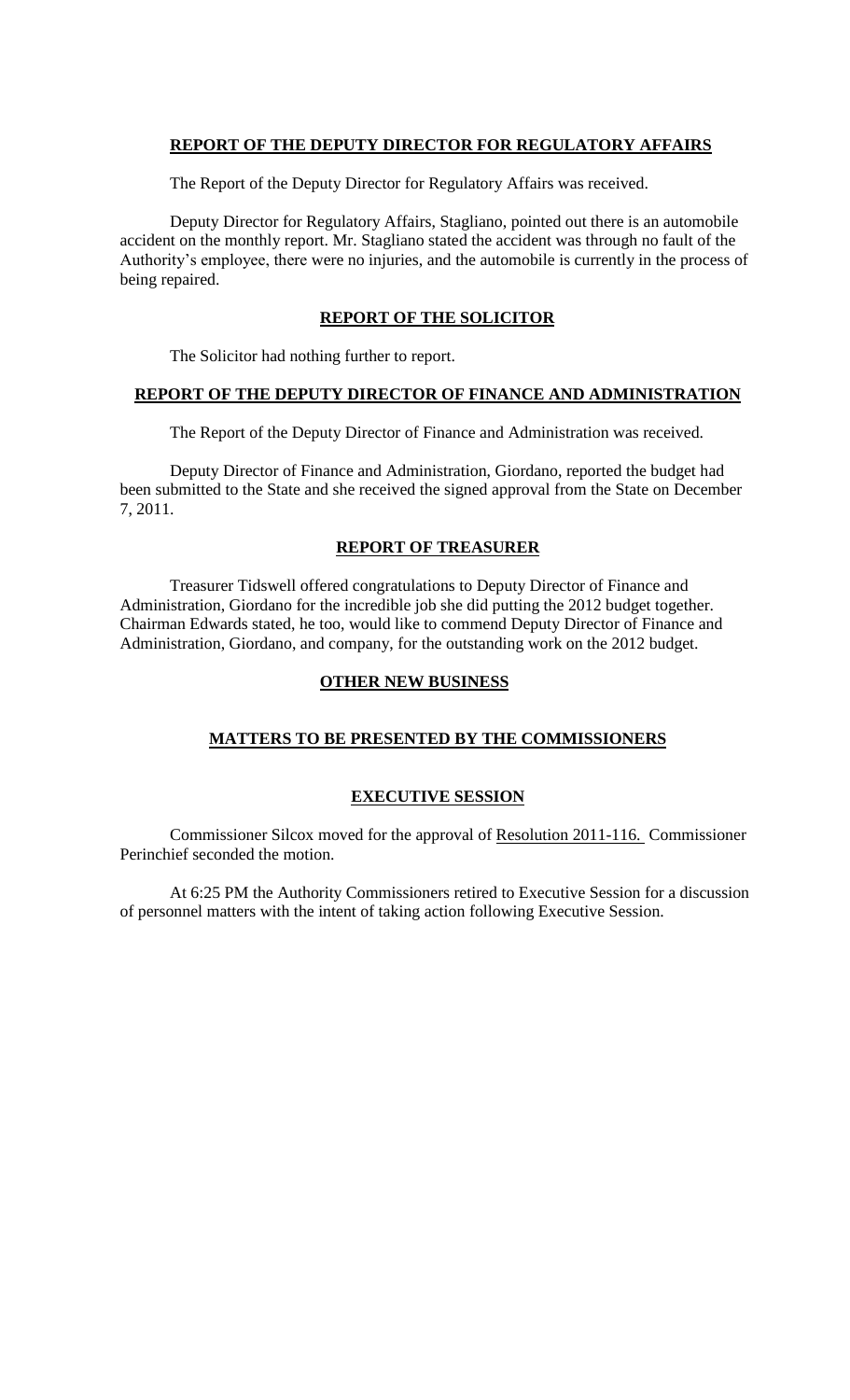## REPORT OF THE DEPUTY DIRECTOR FOR REGULATORY AFFAIRS

The Report of the Deputy Director for Regulatory Affairs was received.

Deputy Director for Regulatory Affairs, Stagliano, pointed out there is an automobile accident on the monthly report. Mr. Stagliano stated the accident was through no fault of the Authority's employee, there were no injuries, and the automobile is currently in the process of being repaired.

## REPORT OF THE SOLICITOR

The Solicitor had nothing further to report.

## REPORT OF THE DEPUTY DIRECTOR OF FINANCE AND ADMINISTRATION

The Report of the Deputy Director of Finance and Administration was received.

Deputy Director of Finance and Administration, Giordano, reported the budget had been submitted to the State and she received the signed approval from the State on December 7, 2011.

## REPORT OF TREASURER

Treasurer Tidswell offered congratulations to Deputy Director of Finance and Administration, Giordano for the incredible job she did putting the 2012 budget together. Chairman Edwards stated, he too, would like to commend Deputy Director of Finance and Administration, Giordano, and company, for the outstanding work on the 2012 budget.

## OTHER NEW BUSINESS

## MATTERS TO BE PRESENTED BY THE COMMISSIONERS

## EXECUTIVE SESSION

Commissioner Silcox moved for the approval of Resolution 2011-116. Commissioner Perinchief seconded the motion.

At 6:25 PM the Authority Commissioners retired to Executive Session for a discussion of personnel matters with the intent of taking action following Executive Session.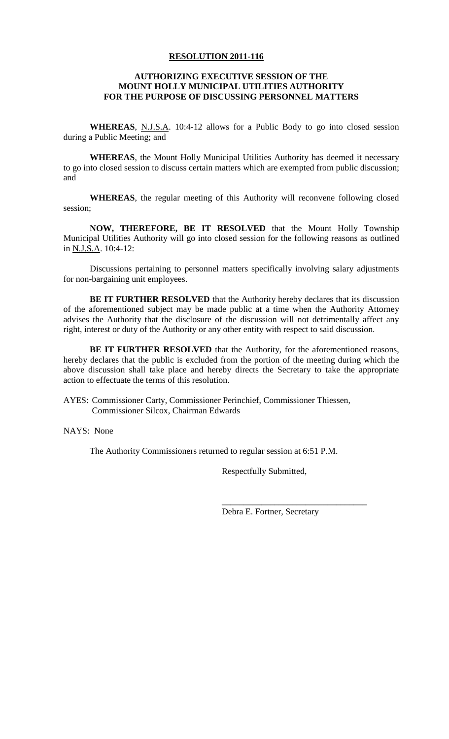**RESOLUTION 2011-116**

**AUTHORIZING EXECUTIVE SESSION OF THE MOUNT HOLLY MUNICIPAL UTILITIES AUTHORITY FOR THE PURPOSE OF DISCUSSING PERSONNEL MATTERS**

**WHEREAS**, N.J.S.A. 10:4-12 allows for a Public Body to go into closed session during a Public Meeting; and

**WHEREAS**, the Mount Holly Municipal Utilities Authority has deemed it necessary to go into closed session to discuss certain matters which are exempted from public discussion; and

**WHEREAS**, the regular meeting of this Authority will reconvene following closed session;

**NOW, THEREFORE, BE IT RESOLVED** that the Mount Holly Township Municipal Utilities Authority will go into closed session for the following reasons as outlined in N.J.S.A. 10:4-12:

Discussions pertaining to personnel matters specifically involving salary adjustments for non-bargaining unit employees.

**BE IT FURTHER RESOLVED** that the Authority hereby declares that its discussion of the aforementioned subject may be made public at a time when the Authority Attorney advises the Authority that the disclosure of the discussion will not detrimentally affect any right, interest or duty of the Authority or any other entity with respect to said discussion.

**BE IT FURTHER RESOLVED** that the Authority, for the aforementioned reasons, hereby declares that the public is excluded from the portion of the meeting during which the above discussion shall take place and hereby directs the Secretary to take the appropriate action to effectuate the terms of this resolution.

AYES: Commissioner Carty, Commissioner Perinchief, Commissioner Thiessen, Commissioner Silcox, Chairman Edwards

NAYS: None

The Authority Commissioners returned to regular session at 6:51 P.M.

Respectfully Submitted,

\_\_\_\_\_\_\_\_\_\_\_\_\_\_\_\_\_\_\_\_\_\_\_\_\_\_\_\_\_\_\_\_

Debra E. Fortner, Secretary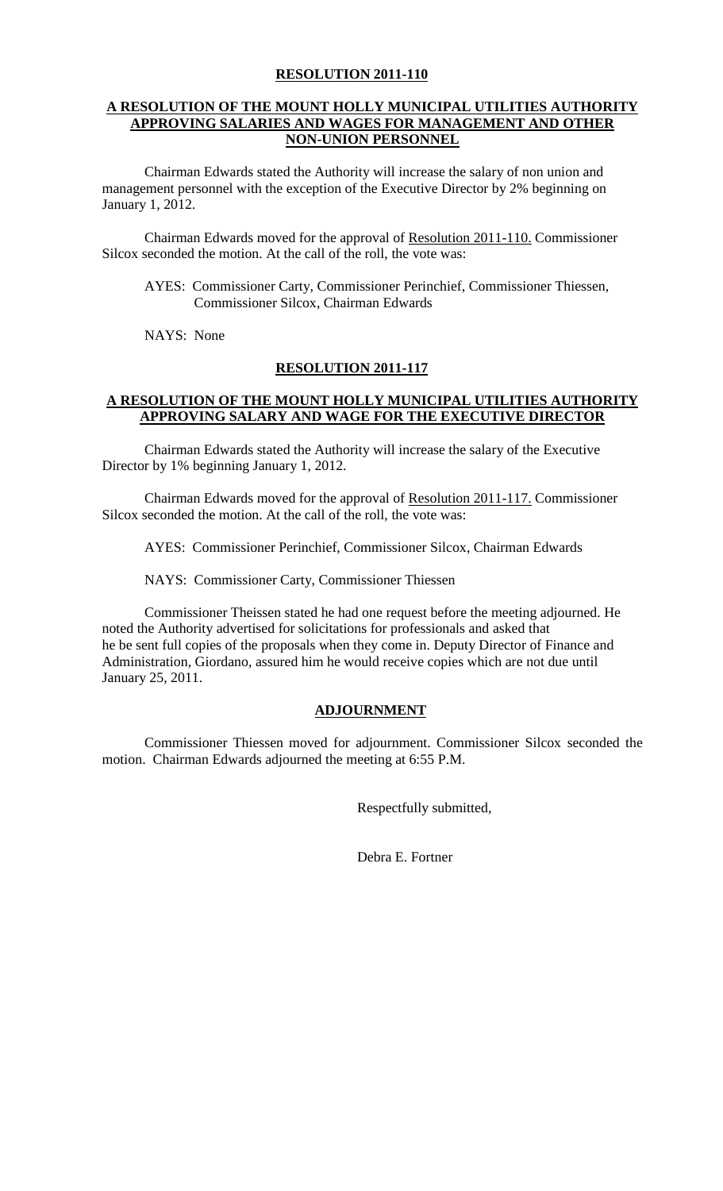**RESOLUTION 2011-110**

**A RESOLUTION OF THE MOUNT HOLLY MUNICIPAL UTILITIES AUTHORITY APPROVING SALARIES AND WAGES FOR MANAGEMENT AND OTHER NON-UNION PERSONNEL**

Chairman Edwards stated the Authority will increase the salary of non union and management personnel with the exception of the Executive Director by 2% beginning on January 1, 2012.

Chairman Edwards moved for the approval of Resolution 2011-110. Commissioner Silcox seconded the motion. At the call of the roll, the vote was:

AYES: Commissioner Carty, Commissioner Perinchief, Commissioner Thiessen, Commissioner Silcox, Chairman Edwards

NAYS: None

**RESOLUTION 2011-117**

**A RESOLUTION OF THE MOUNT HOLLY MUNICIPAL UTILITIES AUTHORITY APPROVING SALARY AND WAGE FOR THE EXECUTIVE DIRECTOR**

Chairman Edwards stated the Authority will increase the salary of the Executive Director by 1% beginning January 1, 2012.

Chairman Edwards moved for the approval of Resolution 2011-117. Commissioner Silcox seconded the motion. At the call of the roll, the vote was:

AYES: Commissioner Perinchief, Commissioner Silcox, Chairman Edwards

NAYS: Commissioner Carty, Commissioner Thiessen

Commissioner Theissen stated he had one request before the meeting adjourned. He noted the Authority advertised for solicitations for professionals and asked that he be sent full copies of the proposals when they come in. Deputy Director of Finance and Administration, Giordano, assured him he would receive copies which are not due until January 25, 2011.

**ADJOURNMENT**

Commissioner Thiessen moved for adjournment. Commissioner Silcox seconded the motion. Chairman Edwards adjourned the meeting at 6:55 P.M.

Respectfully submitted,

Debra E. Fortner